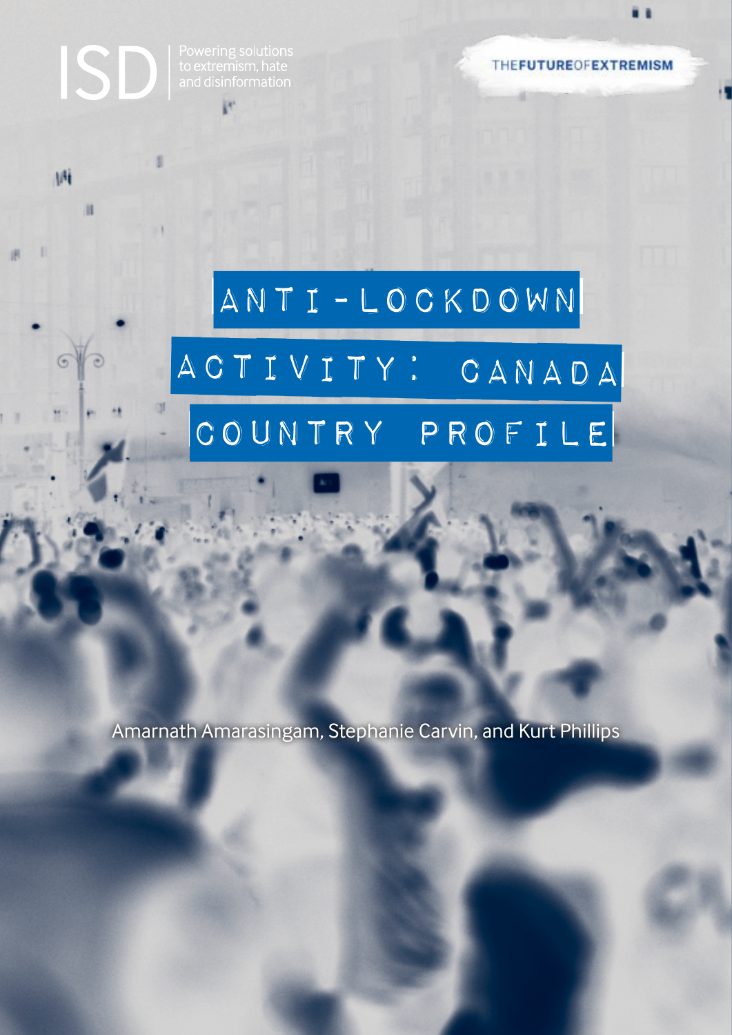ISD

Powering solutions to extremism, hate and disinformation

THE FUTURE OF EXTREMISM

# Anti-Lockdown Activity: Canada Country Profile

Amarnath Amarasingam, Stephanie Carvin, and Kurt Phillips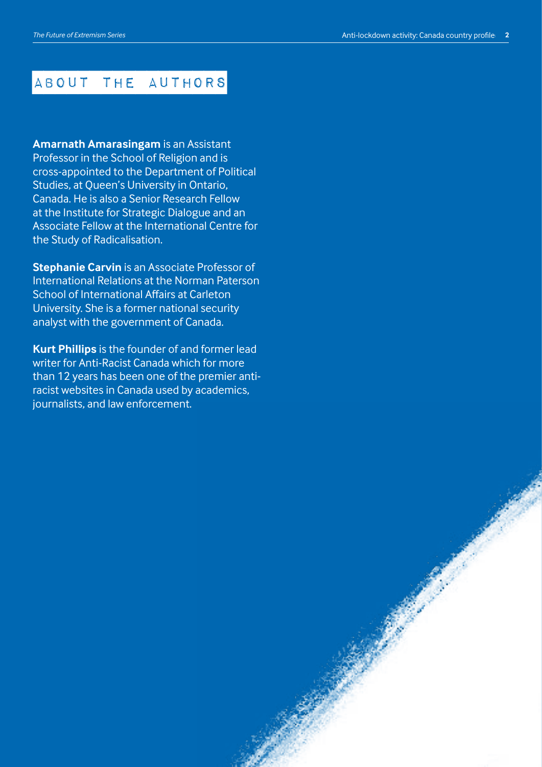## About the Authors

**Amarnath Amarasingam** is an Assistant Professor in the School of Religion and is cross-appointed to the Department of Political Studies, at Queen's University in Ontario, Canada. He is also a Senior Research Fellow at the Institute for Strategic Dialogue and an Associate Fellow at the International Centre for the Study of Radicalisation.

**Stephanie Carvin** is an Associate Professor of International Relations at the Norman Paterson School of International Affairs at Carleton University. She is a former national security analyst with the government of Canada.

**Kurt Phillips** is the founder of and former lead writer for Anti-Racist Canada which for more than 12 years has been one of the premier anti-racist websites in Canada used by academics, journalists, and law enforcement.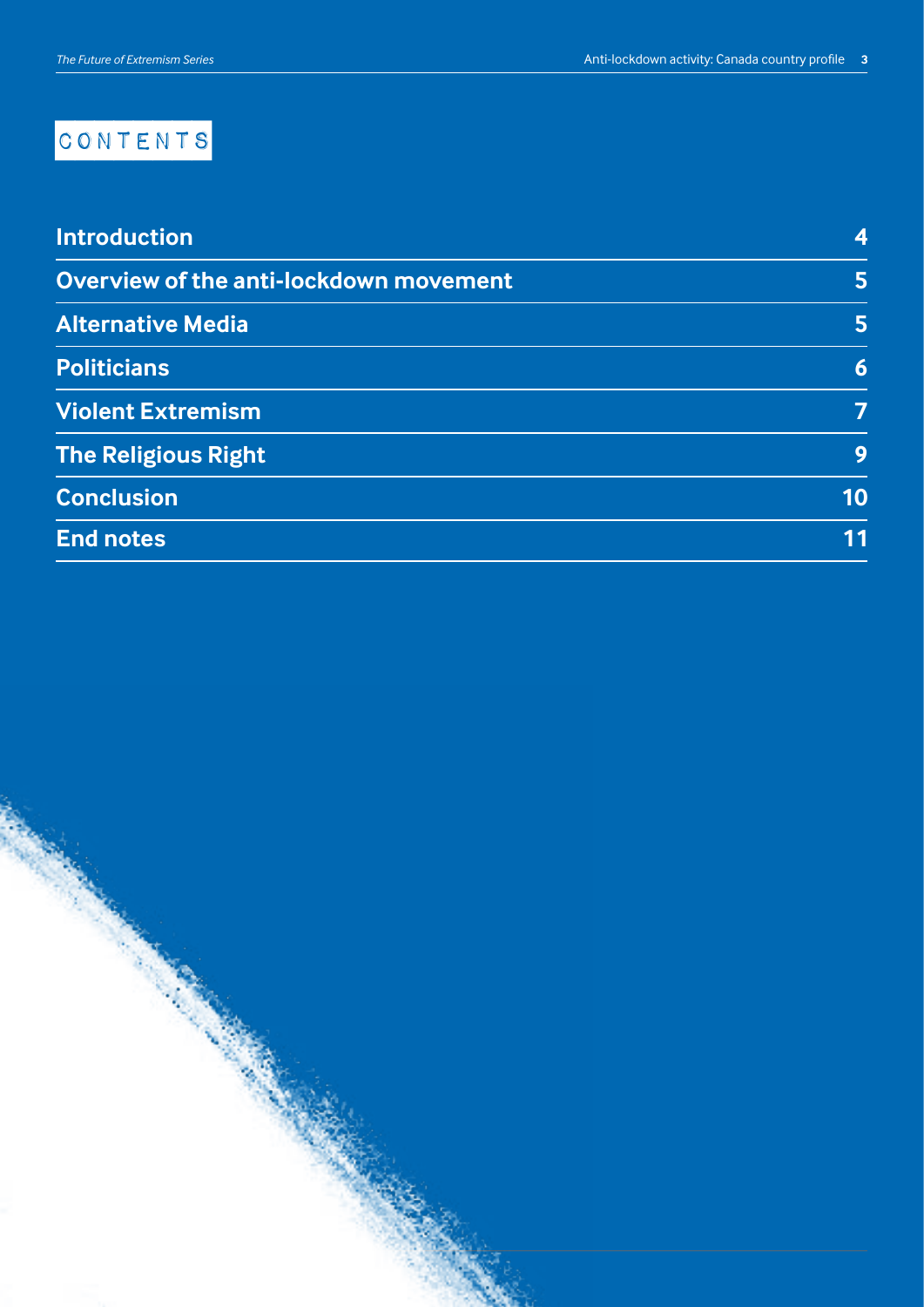# CONTENTS

| | |
|---|---|
| **Introduction** | **4** |
| **Overview of the anti-lockdown movement** | **5** |
| **Alternative Media** | **5** |
| **Politicians** | **6** |
| **Violent Extremism** | **7** |
| **The Religious Right** | **9** |
| **Conclusion** | **10** |
| **End notes** | **11** |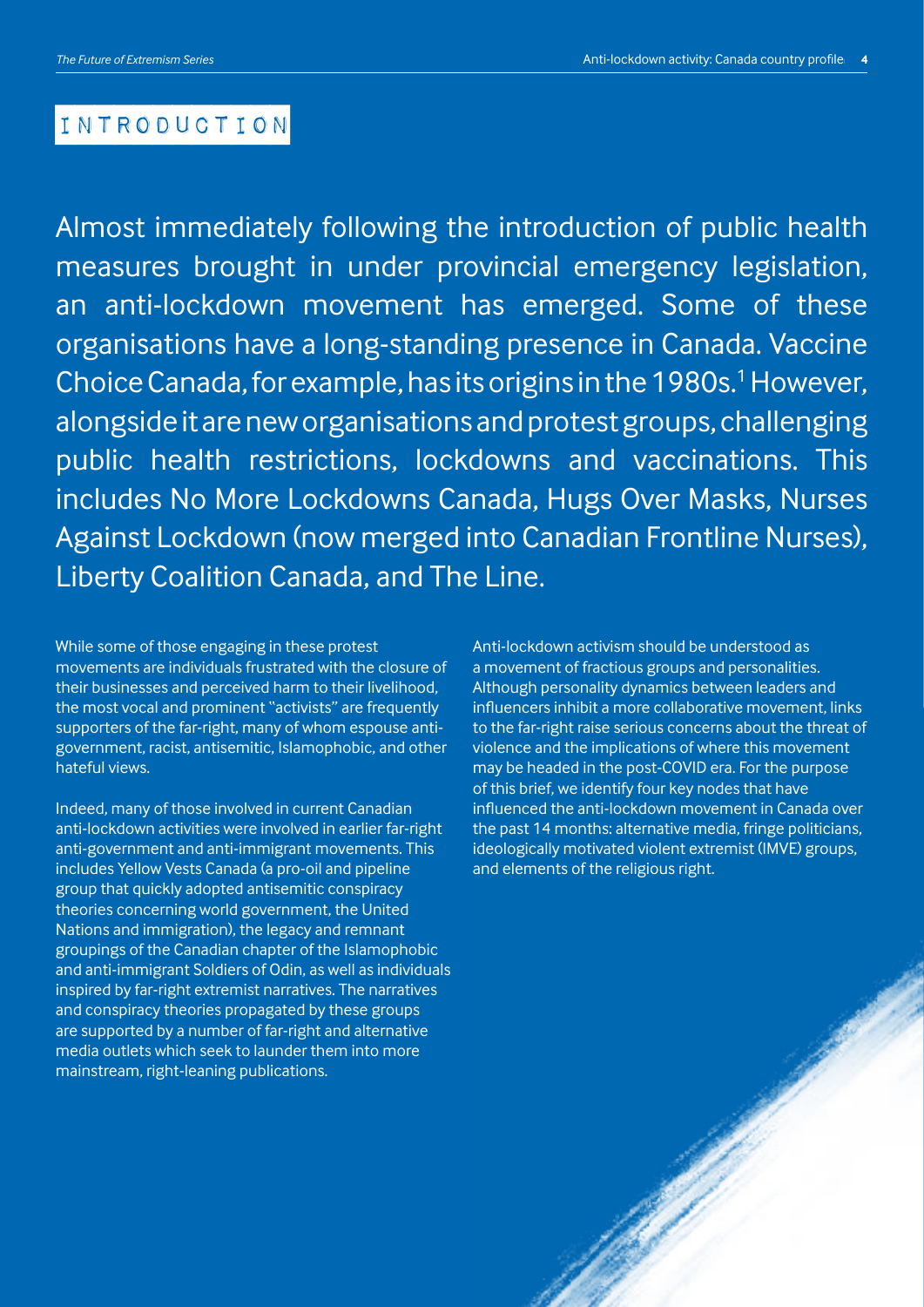## INTRODUCTION

Almost immediately following the introduction of public health measures brought in under provincial emergency legislation, an anti-lockdown movement has emerged. Some of these organisations have a long-standing presence in Canada. Vaccine Choice Canada, for example, has its origins in the 1980s.[1] However, alongside it are new organisations and protest groups, challenging public health restrictions, lockdowns and vaccinations. This includes No More Lockdowns Canada, Hugs Over Masks, Nurses Against Lockdown (now merged into Canadian Frontline Nurses), Liberty Coalition Canada, and The Line.

While some of those engaging in these protest movements are individuals frustrated with the closure of their businesses and perceived harm to their livelihood, the most vocal and prominent "activists" are frequently supporters of the far-right, many of whom espouse anti-government, racist, antisemitic, Islamophobic, and other hateful views.

Indeed, many of those involved in current Canadian anti-lockdown activities were involved in earlier far-right anti-government and anti-immigrant movements. This includes Yellow Vests Canada (a pro-oil and pipeline group that quickly adopted antisemitic conspiracy theories concerning world government, the United Nations and immigration), the legacy and remnant groupings of the Canadian chapter of the Islamophobic and anti-immigrant Soldiers of Odin, as well as individuals inspired by far-right extremist narratives. The narratives and conspiracy theories propagated by these groups are supported by a number of far-right and alternative media outlets which seek to launder them into more mainstream, right-leaning publications.

Anti-lockdown activism should be understood as a movement of fractious groups and personalities. Although personality dynamics between leaders and influencers inhibit a more collaborative movement, links to the far-right raise serious concerns about the threat of violence and the implications of where this movement may be headed in the post-COVID era. For the purpose of this brief, we identify four key nodes that have influenced the anti-lockdown movement in Canada over the past 14 months: alternative media, fringe politicians, ideologically motivated violent extremist (IMVE) groups, and elements of the religious right.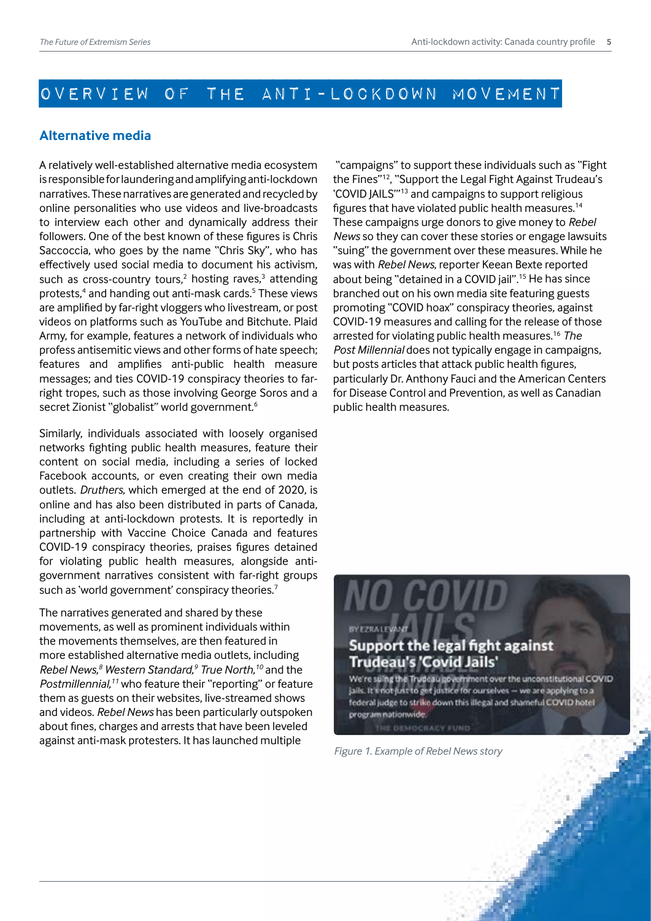# OVERVIEW OF THE ANTI-LOCKDOWN MOVEMENT

## Alternative media

A relatively well-established alternative media ecosystem is responsible for laundering and amplifying anti-lockdown narratives. These narratives are generated and recycled by online personalities who use videos and live-broadcasts to interview each other and dynamically address their followers. One of the best known of these figures is Chris Saccoccia, who goes by the name "Chris Sky", who has effectively used social media to document his activism, such as cross-country tours,[2] hosting raves,[3] attending protests,[4] and handing out anti-mask cards.[5] These views are amplified by far-right vloggers who livestream, or post videos on platforms such as YouTube and Bitchute. Plaid Army, for example, features a network of individuals who profess antisemitic views and other forms of hate speech; features and amplifies anti-public health measure messages; and ties COVID-19 conspiracy theories to far-right tropes, such as those involving George Soros and a secret Zionist "globalist" world government.[6]

Similarly, individuals associated with loosely organised networks fighting public health measures, feature their content on social media, including a series of locked Facebook accounts, or even creating their own media outlets. *Druthers,* which emerged at the end of 2020, is online and has also been distributed in parts of Canada, including at anti-lockdown protests. It is reportedly in partnership with Vaccine Choice Canada and features COVID-19 conspiracy theories, praises figures detained for violating public health measures, alongside anti-government narratives consistent with far-right groups such as 'world government' conspiracy theories.[7]

The narratives generated and shared by these movements, as well as prominent individuals within the movements themselves, are then featured in more established alternative media outlets, including *Rebel News,*[8] *Western Standard,*[9] *True North,*[10] and the *Postmillennial,*[11] who feature their "reporting" or feature them as guests on their websites, live-streamed shows and videos. *Rebel News* has been particularly outspoken about fines, charges and arrests that have been leveled against anti-mask protesters. It has launched multiple "campaigns" to support these individuals such as "Fight the Fines"[12], "Support the Legal Fight Against Trudeau's 'COVID JAILS'"[13] and campaigns to support religious figures that have violated public health measures.[14] These campaigns urge donors to give money to *Rebel News* so they can cover these stories or engage lawsuits "suing" the government over these measures. While he was with *Rebel News,* reporter Keean Bexte reported about being "detained in a COVID jail".[15] He has since branched out on his own media site featuring guests promoting "COVID hoax" conspiracy theories, against COVID-19 measures and calling for the release of those arrested for violating public health measures.[16] *The Post Millennial* does not typically engage in campaigns, but posts articles that attack public health figures, particularly Dr. Anthony Fauci and the American Centers for Disease Control and Prevention, as well as Canadian public health measures.

*Figure 1. Example of Rebel News story*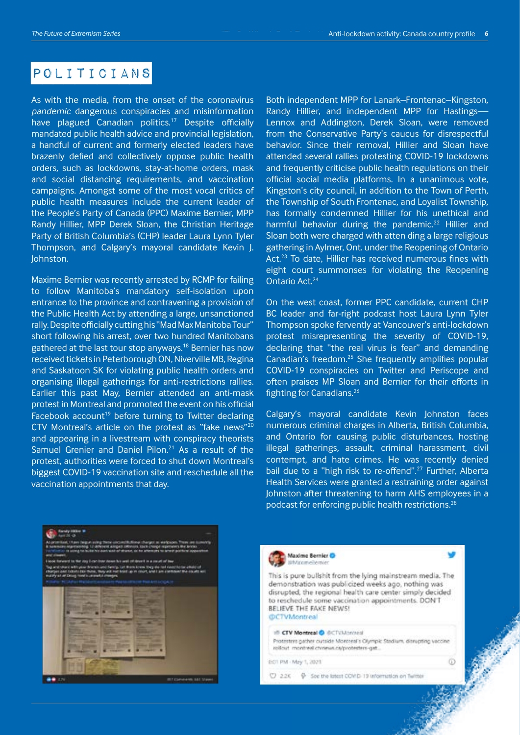## POLITICIANS

As with the media, from the onset of the coronavirus *pandemic* dangerous conspiracies and misinformation have plagued Canadian politics.[17] Despite officially mandated public health advice and provincial legislation, a handful of current and formerly elected leaders have brazenly defied and collectively oppose public health orders, such as lockdowns, stay-at-home orders, mask and social distancing requirements, and vaccination campaigns. Amongst some of the most vocal critics of public health measures include the current leader of the People's Party of Canada (PPC) Maxime Bernier, MPP Randy Hillier, MPP Derek Sloan, the Christian Heritage Party of British Columbia's (CHP) leader Laura Lynn Tyler Thompson, and Calgary's mayoral candidate Kevin J. Johnston.

Maxime Bernier was recently arrested by RCMP for failing to follow Manitoba's mandatory self-isolation upon entrance to the province and contravening a provision of the Public Health Act by attending a large, unsanctioned rally. Despite officially cutting his "Mad Max Manitoba Tour" short following his arrest, over two hundred Manitobans gathered at the last tour stop anyways.[18] Bernier has now received tickets in Peterborough ON, Niverville MB, Regina and Saskatoon SK for violating public health orders and organising illegal gatherings for anti-restrictions rallies. Earlier this past May, Bernier attended an anti-mask protest in Montreal and promoted the event on his official Facebook account[19] before turning to Twitter declaring CTV Montreal's article on the protest as "fake news"[20] and appearing in a livestream with conspiracy theorists Samuel Grenier and Daniel Pilon.[21] As a result of the protest, authorities were forced to shut down Montreal's biggest COVID-19 vaccination site and reschedule all the vaccination appointments that day.

Both independent MPP for Lanark–Frontenac–Kingston, Randy Hillier, and independent MPP for Hastings—Lennox and Addington, Derek Sloan, were removed from the Conservative Party's caucus for disrespectful behavior. Since their removal, Hillier and Sloan have attended several rallies protesting COVID-19 lockdowns and frequently criticise public health regulations on their official social media platforms. In a unanimous vote, Kingston's city council, in addition to the Town of Perth, the Township of South Frontenac, and Loyalist Township, has formally condemned Hillier for his unethical and harmful behavior during the pandemic.[22] Hillier and Sloan both were charged with atten ding a large religious gathering in Aylmer, Ont. under the Reopening of Ontario Act.[23] To date, Hillier has received numerous fines with eight court summonses for violating the Reopening Ontario Act.[24]

On the west coast, former PPC candidate, current CHP BC leader and far-right podcast host Laura Lynn Tyler Thompson spoke fervently at Vancouver's anti-lockdown protest misrepresenting the severity of COVID-19, declaring that "the real virus is fear" and demanding Canadian's freedom.[25] She frequently amplifies popular COVID-19 conspiracies on Twitter and Periscope and often praises MP Sloan and Bernier for their efforts in fighting for Canadians.[26]

Calgary's mayoral candidate Kevin Johnston faces numerous criminal charges in Alberta, British Columbia, and Ontario for causing public disturbances, hosting illegal gatherings, assault, criminal harassment, civil contempt, and hate crimes. He was recently denied bail due to a "high risk to re-offend".[27] Further, Alberta Health Services were granted a restraining order against Johnston after threatening to harm AHS employees in a podcast for enforcing public health restrictions.[28]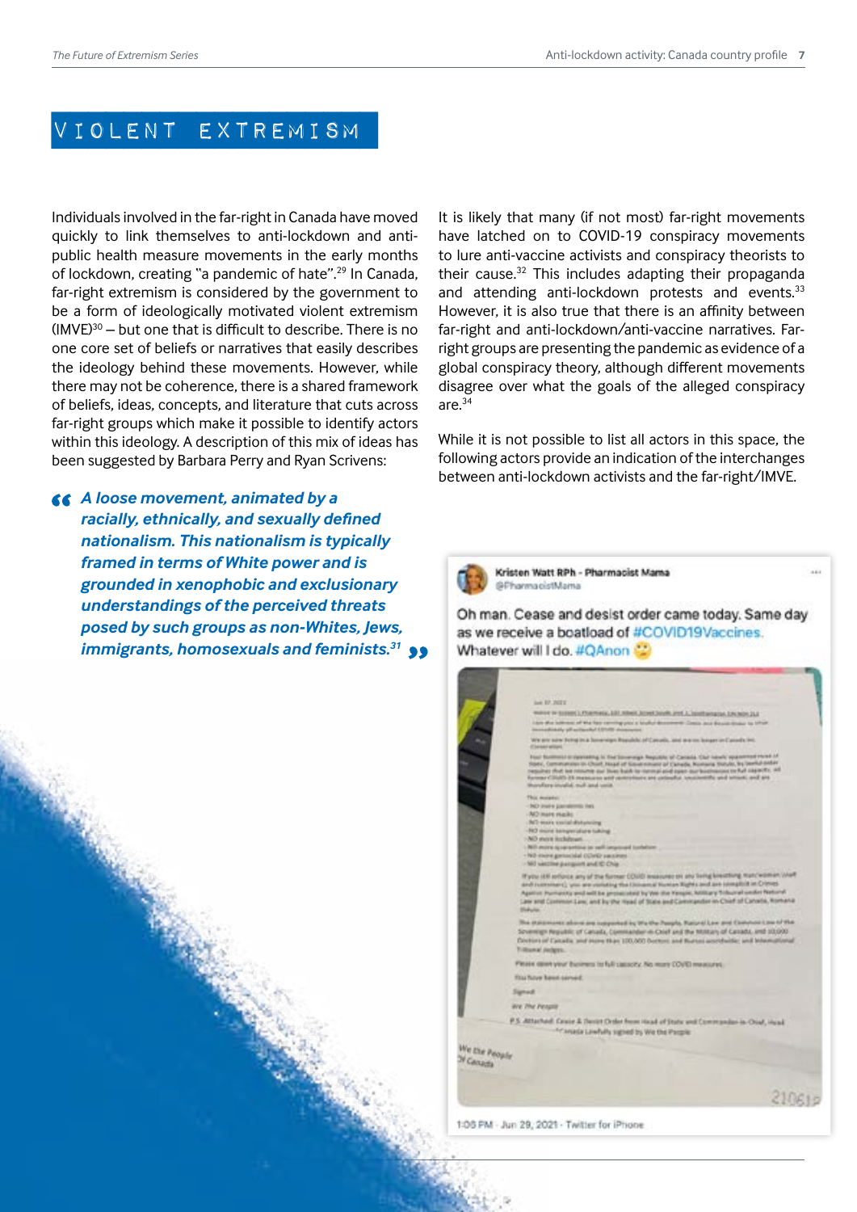# VIOLENT EXTREMISM

Individuals involved in the far-right in Canada have moved quickly to link themselves to anti-lockdown and anti-public health measure movements in the early months of lockdown, creating "a pandemic of hate".[29] In Canada, far-right extremism is considered by the government to be a form of ideologically motivated violent extremism (IMVE)[30] – but one that is difficult to describe. There is no one core set of beliefs or narratives that easily describes the ideology behind these movements. However, while there may not be coherence, there is a shared framework of beliefs, ideas, concepts, and literature that cuts across far-right groups which make it possible to identify actors within this ideology. A description of this mix of ideas has been suggested by Barbara Perry and Ryan Scrivens:

> ***A loose movement, animated by a racially, ethnically, and sexually defined nationalism. This nationalism is typically framed in terms of White power and is grounded in xenophobic and exclusionary understandings of the perceived threats posed by such groups as non-Whites, Jews, immigrants, homosexuals and feminists.[31]***

It is likely that many (if not most) far-right movements have latched on to COVID-19 conspiracy movements to lure anti-vaccine activists and conspiracy theorists to their cause.[32] This includes adapting their propaganda and attending anti-lockdown protests and events.[33] However, it is also true that there is an affinity between far-right and anti-lockdown/anti-vaccine narratives. Far-right groups are presenting the pandemic as evidence of a global conspiracy theory, although different movements disagree over what the goals of the alleged conspiracy are.[34]

While it is not possible to list all actors in this space, the following actors provide an indication of the interchanges between anti-lockdown activists and the far-right/IMVE.

Kristen Watt RPh - Pharmacist Mama
@PharmacistMama

Oh man. Cease and desist order came today. Same day as we receive a boatload of #COVID19Vaccines. Whatever will I do. #QAnon 🙄

1:06 PM · Jun 29, 2021 · Twitter for iPhone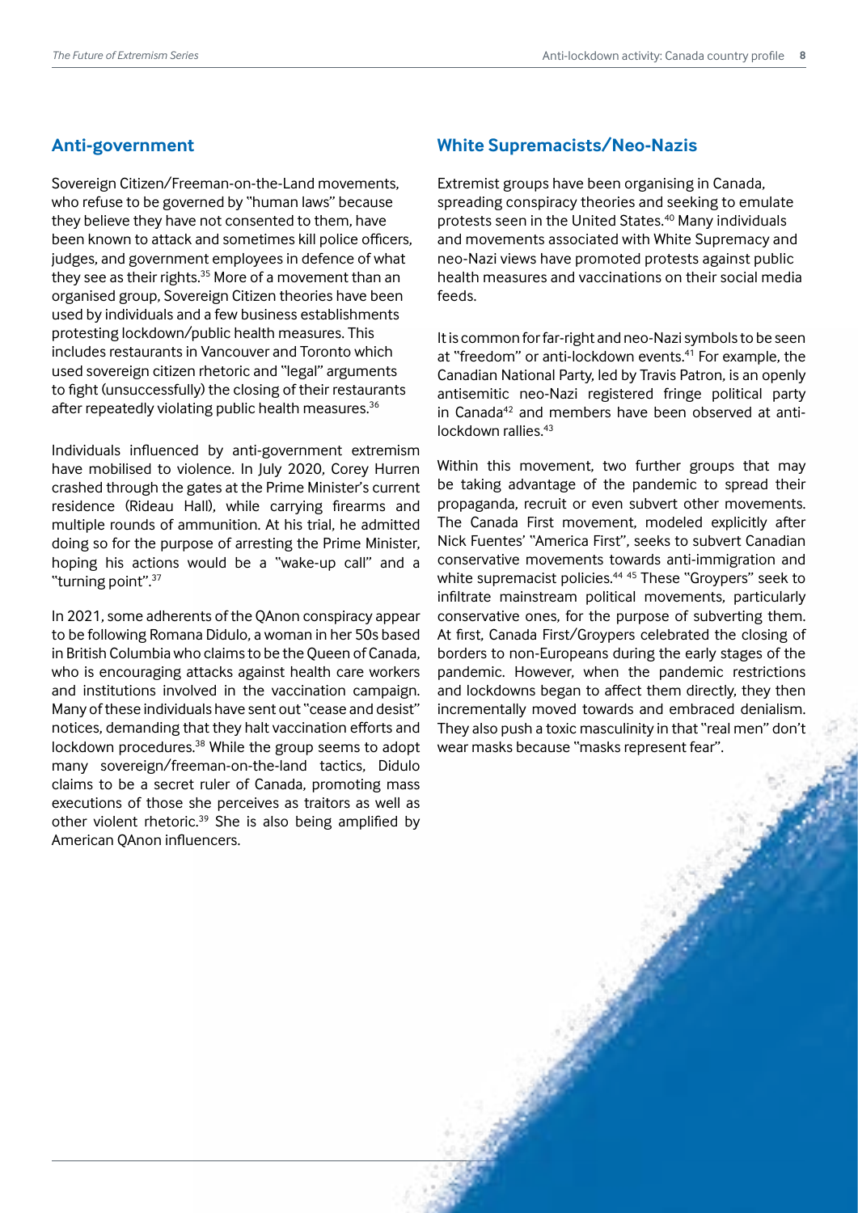## Anti-government

Sovereign Citizen/Freeman-on-the-Land movements, who refuse to be governed by "human laws" because they believe they have not consented to them, have been known to attack and sometimes kill police officers, judges, and government employees in defence of what they see as their rights.[35] More of a movement than an organised group, Sovereign Citizen theories have been used by individuals and a few business establishments protesting lockdown/public health measures. This includes restaurants in Vancouver and Toronto which used sovereign citizen rhetoric and "legal" arguments to fight (unsuccessfully) the closing of their restaurants after repeatedly violating public health measures.[36]

Individuals influenced by anti-government extremism have mobilised to violence. In July 2020, Corey Hurren crashed through the gates at the Prime Minister's current residence (Rideau Hall), while carrying firearms and multiple rounds of ammunition. At his trial, he admitted doing so for the purpose of arresting the Prime Minister, hoping his actions would be a "wake-up call" and a "turning point".[37]

In 2021, some adherents of the QAnon conspiracy appear to be following Romana Didulo, a woman in her 50s based in British Columbia who claims to be the Queen of Canada, who is encouraging attacks against health care workers and institutions involved in the vaccination campaign. Many of these individuals have sent out "cease and desist" notices, demanding that they halt vaccination efforts and lockdown procedures.[38] While the group seems to adopt many sovereign/freeman-on-the-land tactics, Didulo claims to be a secret ruler of Canada, promoting mass executions of those she perceives as traitors as well as other violent rhetoric.[39] She is also being amplified by American QAnon influencers.

## White Supremacists/Neo-Nazis

Extremist groups have been organising in Canada, spreading conspiracy theories and seeking to emulate protests seen in the United States.[40] Many individuals and movements associated with White Supremacy and neo-Nazi views have promoted protests against public health measures and vaccinations on their social media feeds.

It is common for far-right and neo-Nazi symbols to be seen at "freedom" or anti-lockdown events.[41] For example, the Canadian National Party, led by Travis Patron, is an openly antisemitic neo-Nazi registered fringe political party in Canada[42] and members have been observed at anti-lockdown rallies.[43]

Within this movement, two further groups that may be taking advantage of the pandemic to spread their propaganda, recruit or even subvert other movements. The Canada First movement, modeled explicitly after Nick Fuentes' "America First", seeks to subvert Canadian conservative movements towards anti-immigration and white supremacist policies.[44, 45] These "Groypers" seek to infiltrate mainstream political movements, particularly conservative ones, for the purpose of subverting them. At first, Canada First/Groypers celebrated the closing of borders to non-Europeans during the early stages of the pandemic. However, when the pandemic restrictions and lockdowns began to affect them directly, they then incrementally moved towards and embraced denialism. They also push a toxic masculinity in that "real men" don't wear masks because "masks represent fear".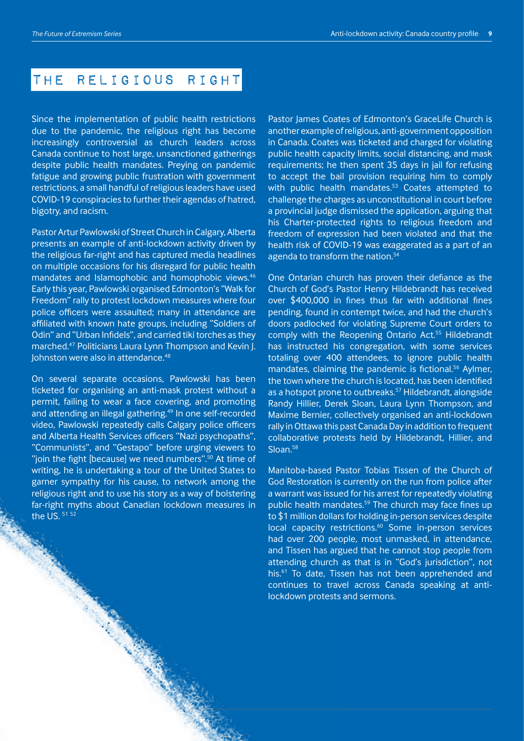## THE RELIGIOUS RIGHT

Since the implementation of public health restrictions due to the pandemic, the religious right has become increasingly controversial as church leaders across Canada continue to host large, unsanctioned gatherings despite public health mandates. Preying on pandemic fatigue and growing public frustration with government restrictions, a small handful of religious leaders have used COVID-19 conspiracies to further their agendas of hatred, bigotry, and racism.

Pastor Artur Pawlowski of Street Church in Calgary, Alberta presents an example of anti-lockdown activity driven by the religious far-right and has captured media headlines on multiple occasions for his disregard for public health mandates and Islamophobic and homophobic views.[46] Early this year, Pawlowski organised Edmonton's "Walk for Freedom" rally to protest lockdown measures where four police officers were assaulted; many in attendance are affiliated with known hate groups, including "Soldiers of Odin" and "Urban Infidels", and carried tiki torches as they marched.[47] Politicians Laura Lynn Thompson and Kevin J. Johnston were also in attendance.[48]

On several separate occasions, Pawlowski has been ticketed for organising an anti-mask protest without a permit, failing to wear a face covering, and promoting and attending an illegal gathering.[49] In one self-recorded video, Pawlowski repeatedly calls Calgary police officers and Alberta Health Services officers "Nazi psychopaths", "Communists", and "Gestapo" before urging viewers to "join the fight [because] we need numbers".[50] At time of writing, he is undertaking a tour of the United States to garner sympathy for his cause, to network among the religious right and to use his story as a way of bolstering far-right myths about Canadian lockdown measures in the US.[51] [52]

Pastor James Coates of Edmonton's GraceLife Church is another example of religious, anti-government opposition in Canada. Coates was ticketed and charged for violating public health capacity limits, social distancing, and mask requirements; he then spent 35 days in jail for refusing to accept the bail provision requiring him to comply with public health mandates.[53] Coates attempted to challenge the charges as unconstitutional in court before a provincial judge dismissed the application, arguing that his Charter-protected rights to religious freedom and freedom of expression had been violated and that the health risk of COVID-19 was exaggerated as a part of an agenda to transform the nation.[54]

One Ontarian church has proven their defiance as the Church of God's Pastor Henry Hildebrandt has received over $400,000 in fines thus far with additional fines pending, found in contempt twice, and had the church's doors padlocked for violating Supreme Court orders to comply with the Reopening Ontario Act.[55] Hildebrandt has instructed his congregation, with some services totaling over 400 attendees, to ignore public health mandates, claiming the pandemic is fictional.[56] Aylmer, the town where the church is located, has been identified as a hotspot prone to outbreaks.[57] Hildebrandt, alongside Randy Hillier, Derek Sloan, Laura Lynn Thompson, and Maxime Bernier, collectively organised an anti-lockdown rally in Ottawa this past Canada Day in addition to frequent collaborative protests held by Hildebrandt, Hillier, and Sloan.[58]

Manitoba-based Pastor Tobias Tissen of the Church of God Restoration is currently on the run from police after a warrant was issued for his arrest for repeatedly violating public health mandates.[59] The church may face fines up to $1 million dollars for holding in-person services despite local capacity restrictions.[60] Some in-person services had over 200 people, most unmasked, in attendance, and Tissen has argued that he cannot stop people from attending church as that is in "God's jurisdiction", not his.[61] To date, Tissen has not been apprehended and continues to travel across Canada speaking at anti-lockdown protests and sermons.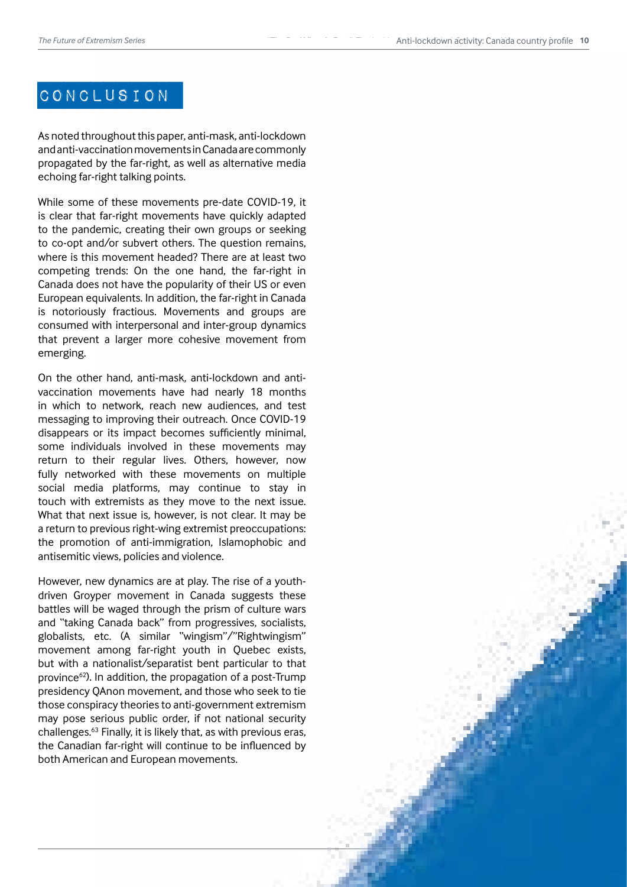# CONCLUSION

As noted throughout this paper, anti-mask, anti-lockdown and anti-vaccination movements in Canada are commonly propagated by the far-right, as well as alternative media echoing far-right talking points.

While some of these movements pre-date COVID-19, it is clear that far-right movements have quickly adapted to the pandemic, creating their own groups or seeking to co-opt and/or subvert others. The question remains, where is this movement headed? There are at least two competing trends: On the one hand, the far-right in Canada does not have the popularity of their US or even European equivalents. In addition, the far-right in Canada is notoriously fractious. Movements and groups are consumed with interpersonal and inter-group dynamics that prevent a larger more cohesive movement from emerging.

On the other hand, anti-mask, anti-lockdown and anti-vaccination movements have had nearly 18 months in which to network, reach new audiences, and test messaging to improving their outreach. Once COVID-19 disappears or its impact becomes sufficiently minimal, some individuals involved in these movements may return to their regular lives. Others, however, now fully networked with these movements on multiple social media platforms, may continue to stay in touch with extremists as they move to the next issue. What that next issue is, however, is not clear. It may be a return to previous right-wing extremist preoccupations: the promotion of anti-immigration, Islamophobic and antisemitic views, policies and violence.

However, new dynamics are at play. The rise of a youth-driven Groyper movement in Canada suggests these battles will be waged through the prism of culture wars and "taking Canada back" from progressives, socialists, globalists, etc. (A similar "wingism"/"Rightwingism" movement among far-right youth in Quebec exists, but with a nationalist/separatist bent particular to that province[62]). In addition, the propagation of a post-Trump presidency QAnon movement, and those who seek to tie those conspiracy theories to anti-government extremism may pose serious public order, if not national security challenges.[63] Finally, it is likely that, as with previous eras, the Canadian far-right will continue to be influenced by both American and European movements.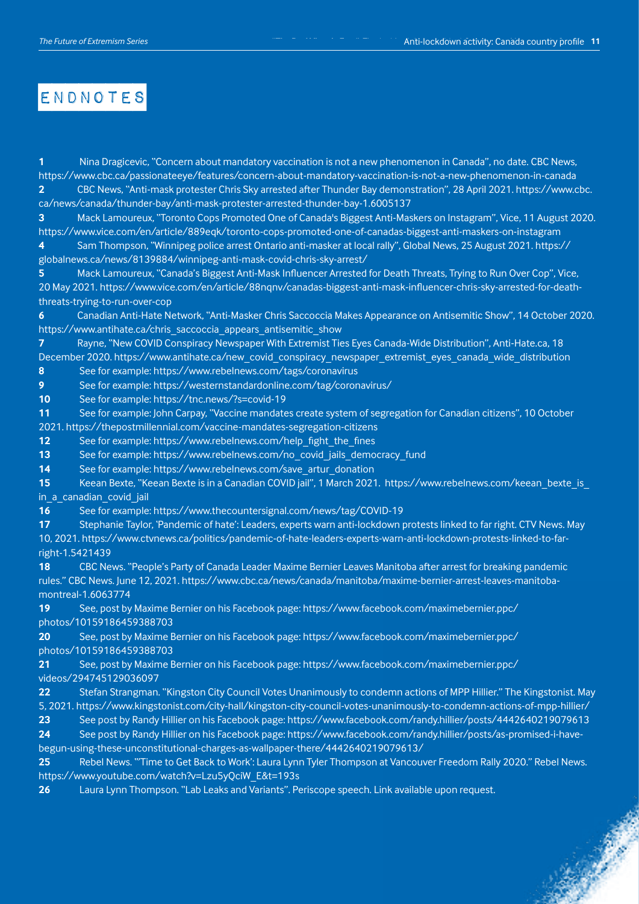## ENDNOTES

1 Nina Dragicevic, "Concern about mandatory vaccination is not a new phenomenon in Canada", no date. CBC News, https://www.cbc.ca/passionateeye/features/concern-about-mandatory-vaccination-is-not-a-new-phenomenon-in-canada

2 CBC News, "Anti-mask protester Chris Sky arrested after Thunder Bay demonstration", 28 April 2021. https://www.cbc.ca/news/canada/thunder-bay/anti-mask-protester-arrested-thunder-bay-1.6005137

3 Mack Lamoureux, "Toronto Cops Promoted One of Canada's Biggest Anti-Maskers on Instagram", Vice, 11 August 2020. https://www.vice.com/en/article/889eqk/toronto-cops-promoted-one-of-canadas-biggest-anti-maskers-on-instagram

4 Sam Thompson, "Winnipeg police arrest Ontario anti-masker at local rally", Global News, 25 August 2021. https://globalnews.ca/news/8139884/winnipeg-anti-mask-covid-chris-sky-arrest/

5 Mack Lamoureux, "Canada's Biggest Anti-Mask Influencer Arrested for Death Threats, Trying to Run Over Cop", Vice, 20 May 2021. https://www.vice.com/en/article/88nqnv/canadas-biggest-anti-mask-influencer-chris-sky-arrested-for-death-threats-trying-to-run-over-cop

6 Canadian Anti-Hate Network, "Anti-Masker Chris Saccoccia Makes Appearance on Antisemitic Show", 14 October 2020. https://www.antihate.ca/chris_saccoccia_appears_antisemitic_show

7 Rayne, "New COVID Conspiracy Newspaper With Extremist Ties Eyes Canada-Wide Distribution", Anti-Hate.ca, 18 December 2020. https://www.antihate.ca/new_covid_conspiracy_newspaper_extremist_eyes_canada_wide_distribution

8 See for example: https://www.rebelnews.com/tags/coronavirus

9 See for example: https://westernstandardonline.com/tag/coronavirus/

10 See for example: https://tnc.news/?s=covid-19

11 See for example: John Carpay, "Vaccine mandates create system of segregation for Canadian citizens", 10 October 2021. https://thepostmillennial.com/vaccine-mandates-segregation-citizens

12 See for example: https://www.rebelnews.com/help_fight_the_fines

13 See for example: https://www.rebelnews.com/no_covid_jails_democracy_fund

14 See for example: https://www.rebelnews.com/save_artur_donation

15 Keean Bexte, "Keean Bexte is in a Canadian COVID jail", 1 March 2021. https://www.rebelnews.com/keean_bexte_is_in_a_canadian_covid_jail

16 See for example: https://www.thecountersignal.com/news/tag/COVID-19

17 Stephanie Taylor, 'Pandemic of hate': Leaders, experts warn anti-lockdown protests linked to far right. CTV News. May 10, 2021. https://www.ctvnews.ca/politics/pandemic-of-hate-leaders-experts-warn-anti-lockdown-protests-linked-to-far-right-1.5421439

18 CBC News. "People's Party of Canada Leader Maxime Bernier Leaves Manitoba after arrest for breaking pandemic rules." CBC News. June 12, 2021. https://www.cbc.ca/news/canada/manitoba/maxime-bernier-arrest-leaves-manitoba-montreal-1.6063774

19 See, post by Maxime Bernier on his Facebook page: https://www.facebook.com/maximebernier.ppc/photos/10159186459388703

20 See, post by Maxime Bernier on his Facebook page: https://www.facebook.com/maximebernier.ppc/photos/10159186459388703

21 See, post by Maxime Bernier on his Facebook page: https://www.facebook.com/maximebernier.ppc/videos/294745129036097

22 Stefan Strangman. "Kingston City Council Votes Unanimously to condemn actions of MPP Hillier." The Kingstonist. May 5, 2021. https://www.kingstonist.com/city-hall/kingston-city-council-votes-unanimously-to-condemn-actions-of-mpp-hillier/

23 See post by Randy Hillier on his Facebook page: https://www.facebook.com/randy.hillier/posts/4442640219079613

24 See post by Randy Hillier on his Facebook page: https://www.facebook.com/randy.hillier/posts/as-promised-i-have-begun-using-these-unconstitutional-charges-as-wallpaper-there/4442640219079613/

25 Rebel News. "'Time to Get Back to Work': Laura Lynn Tyler Thompson at Vancouver Freedom Rally 2020." Rebel News. https://www.youtube.com/watch?v=Lzu5yQciW_E&t=193s

26 Laura Lynn Thompson. "Lab Leaks and Variants". Periscope speech. Link available upon request.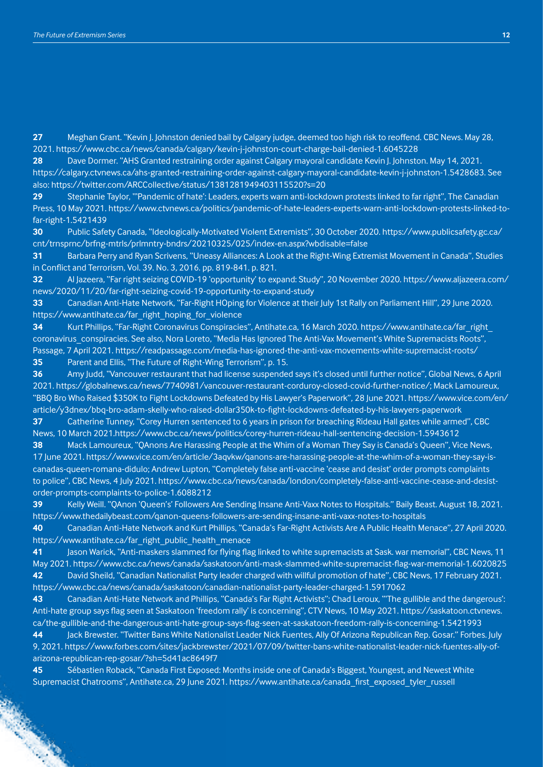**27** Meghan Grant. "Kevin J. Johnston denied bail by Calgary judge, deemed too high risk to reoffend. CBC News. May 28, 2021. https://www.cbc.ca/news/canada/calgary/kevin-j-johnston-court-charge-bail-denied-1.6045228

**28** Dave Dormer. "AHS Granted restraining order against Calgary mayoral candidate Kevin J. Johnston. May 14, 2021. https://calgary.ctvnews.ca/ahs-granted-restraining-order-against-calgary-mayoral-candidate-kevin-j-johnston-1.5428683. See also: https://twitter.com/ARCCollective/status/1381281949403115520?s=20

**29** Stephanie Taylor, "'Pandemic of hate': Leaders, experts warn anti-lockdown protests linked to far right", The Canadian Press, 10 May 2021. https://www.ctvnews.ca/politics/pandemic-of-hate-leaders-experts-warn-anti-lockdown-protests-linked-to-far-right-1.5421439

**30** Public Safety Canada, "Ideologically-Motivated Violent Extremists", 30 October 2020. https://www.publicsafety.gc.ca/cnt/trnsprnc/brfng-mtrls/prlmntry-bndrs/20210325/025/index-en.aspx?wbdisable=false

**31** Barbara Perry and Ryan Scrivens, "Uneasy Alliances: A Look at the Right-Wing Extremist Movement in Canada", Studies in Conflict and Terrorism, Vol. 39. No. 3, 2016. pp. 819-841. p. 821.

**32** Al Jazeera, "Far right seizing COVID-19 'opportunity' to expand: Study", 20 November 2020. https://www.aljazeera.com/news/2020/11/20/far-right-seizing-covid-19-opportunity-to-expand-study

**33** Canadian Anti-Hate Network, "Far-Right HOping for Violence at their July 1st Rally on Parliament Hill", 29 June 2020. https://www.antihate.ca/far_right_hoping_for_violence

**34** Kurt Phillips, "Far-Right Coronavirus Conspiracies", Antihate.ca, 16 March 2020. https://www.antihate.ca/far_right_coronavirus_conspiracies. See also, Nora Loreto, "Media Has Ignored The Anti-Vax Movement's White Supremacists Roots", Passage, 7 April 2021. https://readpassage.com/media-has-ignored-the-anti-vax-movements-white-supremacist-roots/

**35** Parent and Ellis, "The Future of Right-Wing Terrorism", p. 15.

**36** Amy Judd, "Vancouver restaurant that had license suspended says it's closed until further notice", Global News, 6 April 2021. https://globalnews.ca/news/7740981/vancouver-restaurant-corduroy-closed-covid-further-notice/; Mack Lamoureux, "BBQ Bro Who Raised $350K to Fight Lockdowns Defeated by His Lawyer's Paperwork", 28 June 2021. https://www.vice.com/en/article/y3dnex/bbq-bro-adam-skelly-who-raised-dollar350k-to-fight-lockdowns-defeated-by-his-lawyers-paperwork

**37** Catherine Tunney, "Corey Hurren sentenced to 6 years in prison for breaching Rideau Hall gates while armed", CBC News, 10 March 2021.https://www.cbc.ca/news/politics/corey-hurren-rideau-hall-sentencing-decision-1.5943612

**38** Mack Lamoureux, "QAnons Are Harassing People at the Whim of a Woman They Say is Canada's Queen", Vice News, 17 June 2021. https://www.vice.com/en/article/3aqvkw/qanons-are-harassing-people-at-the-whim-of-a-woman-they-say-is-canadas-queen-romana-didulo; Andrew Lupton, "Completely false anti-vaccine 'cease and desist' order prompts complaints to police", CBC News, 4 July 2021. https://www.cbc.ca/news/canada/london/completely-false-anti-vaccine-cease-and-desist-order-prompts-complaints-to-police-1.6088212

**39** Kelly Weill. "QAnon 'Queen's' Followers Are Sending Insane Anti-Vaxx Notes to Hospitals." Baily Beast. August 18, 2021. https://www.thedailybeast.com/qanon-queens-followers-are-sending-insane-anti-vaxx-notes-to-hospitals

**40** Canadian Anti-Hate Network and Kurt Phillips, "Canada's Far-Right Activists Are A Public Health Menace", 27 April 2020. https://www.antihate.ca/far_right_public_health_menace

**41** Jason Warick, "Anti-maskers slammed for flying flag linked to white supremacists at Sask. war memorial", CBC News, 11 May 2021. https://www.cbc.ca/news/canada/saskatoon/anti-mask-slammed-white-supremacist-flag-war-memorial-1.6020825

**42** David Sheild, "Canadian Nationalist Party leader charged with willful promotion of hate", CBC News, 17 February 2021. https://www.cbc.ca/news/canada/saskatoon/canadian-nationalist-party-leader-charged-1.5917062

**43** Canadian Anti-Hate Network and Phillips, "Canada's Far Right Activists"; Chad Leroux, "'The gullible and the dangerous': Anti-hate group says flag seen at Saskatoon 'freedom rally' is concerning", CTV News, 10 May 2021. https://saskatoon.ctvnews.ca/the-gullible-and-the-dangerous-anti-hate-group-says-flag-seen-at-saskatoon-freedom-rally-is-concerning-1.5421993

**44** Jack Brewster. "Twitter Bans White Nationalist Leader Nick Fuentes, Ally Of Arizona Republican Rep. Gosar." Forbes. July 9, 2021. https://www.forbes.com/sites/jackbrewster/2021/07/09/twitter-bans-white-nationalist-leader-nick-fuentes-ally-of-arizona-republican-rep-gosar/?sh=5d41ac8649f7

**45** Sébastien Roback, "Canada First Exposed: Months inside one of Canada's Biggest, Youngest, and Newest White Supremacist Chatrooms", Antihate.ca, 29 June 2021. https://www.antihate.ca/canada_first_exposed_tyler_russell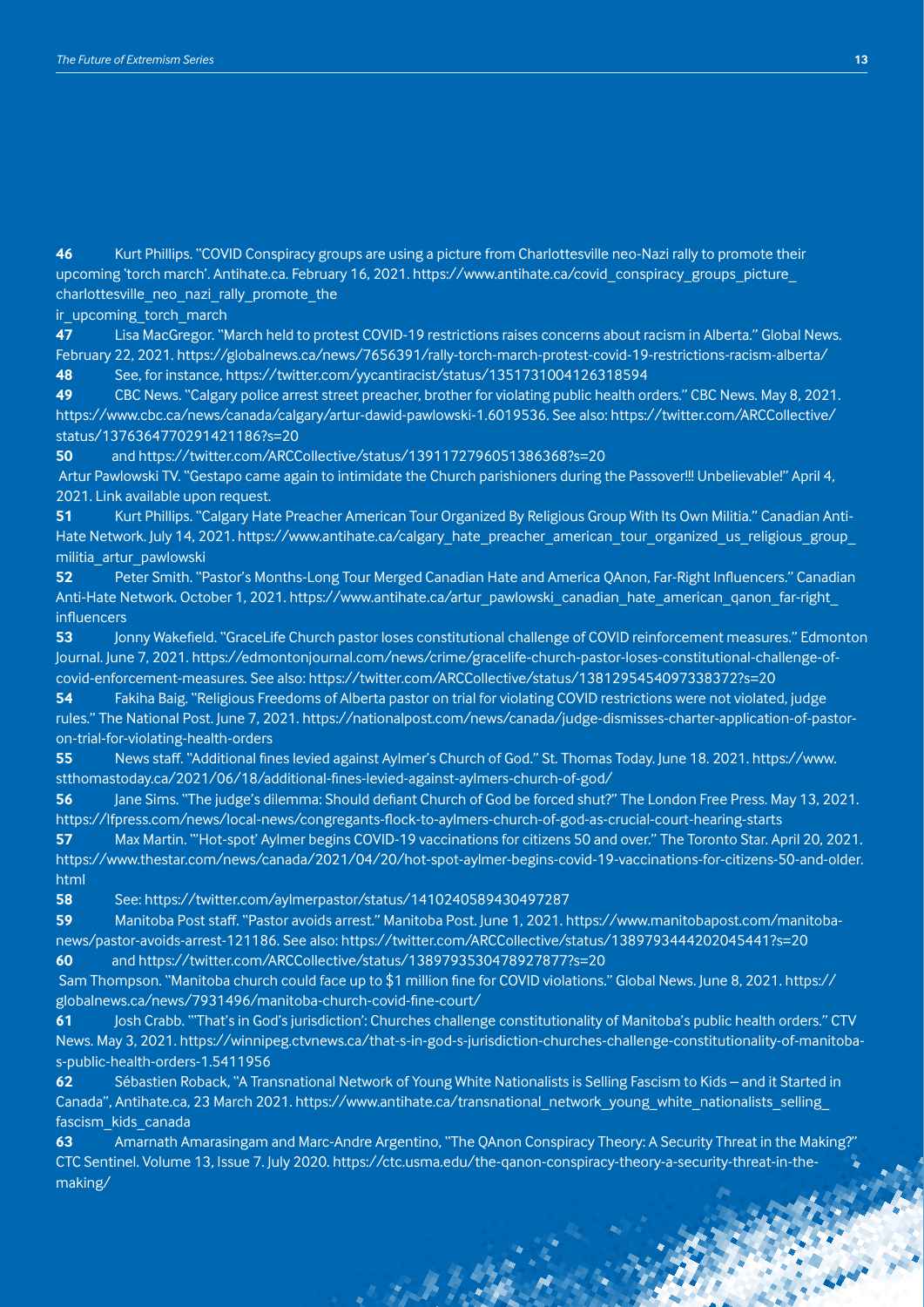**46** Kurt Phillips. "COVID Conspiracy groups are using a picture from Charlottesville neo-Nazi rally to promote their upcoming 'torch march'. Antihate.ca. February 16, 2021. https://www.antihate.ca/covid_conspiracy_groups_picture_charlottesville_neo_nazi_rally_promote_their_upcoming_torch_march

**47** Lisa MacGregor. "March held to protest COVID-19 restrictions raises concerns about racism in Alberta." Global News. February 22, 2021. https://globalnews.ca/news/7656391/rally-torch-march-protest-covid-19-restrictions-racism-alberta/

**48** See, for instance, https://twitter.com/yycantiracist/status/1351731004126318594

**49** CBC News. "Calgary police arrest street preacher, brother for violating public health orders." CBC News. May 8, 2021. https://www.cbc.ca/news/canada/calgary/artur-dawid-pawlowski-1.6019536. See also: https://twitter.com/ARCCollective/status/1376364770291421186?s=20

**50** and https://twitter.com/ARCCollective/status/1391172796051386368?s=20

Artur Pawlowski TV. "Gestapo came again to intimidate the Church parishioners during the Passover!!! Unbelievable!" April 4, 2021. Link available upon request.

**51** Kurt Phillips. "Calgary Hate Preacher American Tour Organized By Religious Group With Its Own Militia." Canadian Anti-Hate Network. July 14, 2021. https://www.antihate.ca/calgary_hate_preacher_american_tour_organized_us_religious_group_militia_artur_pawlowski

**52** Peter Smith. "Pastor's Months-Long Tour Merged Canadian Hate and America QAnon, Far-Right Influencers." Canadian Anti-Hate Network. October 1, 2021. https://www.antihate.ca/artur_pawlowski_canadian_hate_american_qanon_far-right_influencers

**53** Jonny Wakefield. "GraceLife Church pastor loses constitutional challenge of COVID reinforcement measures." Edmonton Journal. June 7, 2021. https://edmontonjournal.com/news/crime/gracelife-church-pastor-loses-constitutional-challenge-of-covid-enforcement-measures. See also: https://twitter.com/ARCCollective/status/1381295454097338372?s=20

**54** Fakiha Baig. "Religious Freedoms of Alberta pastor on trial for violating COVID restrictions were not violated, judge rules." The National Post. June 7, 2021. https://nationalpost.com/news/canada/judge-dismisses-charter-application-of-pastor-on-trial-for-violating-health-orders

**55** News staff. "Additional fines levied against Aylmer's Church of God." St. Thomas Today. June 18. 2021. https://www.stthomastoday.ca/2021/06/18/additional-fines-levied-against-aylmers-church-of-god/

**56** Jane Sims. "The judge's dilemma: Should defiant Church of God be forced shut?" The London Free Press. May 13, 2021. https://lfpress.com/news/local-news/congregants-flock-to-aylmers-church-of-god-as-crucial-court-hearing-starts

**57** Max Martin. ""Hot-spot' Aylmer begins COVID-19 vaccinations for citizens 50 and over." The Toronto Star. April 20, 2021. https://www.thestar.com/news/canada/2021/04/20/hot-spot-aylmer-begins-covid-19-vaccinations-for-citizens-50-and-older.html

**58** See: https://twitter.com/aylmerpastor/status/1410240589430497287

**59** Manitoba Post staff. "Pastor avoids arrest." Manitoba Post. June 1, 2021. https://www.manitobapost.com/manitoba-news/pastor-avoids-arrest-121186. See also: https://twitter.com/ARCCollective/status/1389793444202045441?s=20

**60** and https://twitter.com/ARCCollective/status/1389793530478927877?s=20

Sam Thompson. "Manitoba church could face up to $1 million fine for COVID violations." Global News. June 8, 2021. https://globalnews.ca/news/7931496/manitoba-church-covid-fine-court/

**61** Josh Crabb. "'That's in God's jurisdiction': Churches challenge constitutionality of Manitoba's public health orders." CTV News. May 3, 2021. https://winnipeg.ctvnews.ca/that-s-in-god-s-jurisdiction-churches-challenge-constitutionality-of-manitoba-s-public-health-orders-1.5411956

**62** Sébastien Roback, "A Transnational Network of Young White Nationalists is Selling Fascism to Kids – and it Started in Canada", Antihate.ca, 23 March 2021. https://www.antihate.ca/transnational_network_young_white_nationalists_selling_fascism_kids_canada

**63** Amarnath Amarasingam and Marc-Andre Argentino, "The QAnon Conspiracy Theory: A Security Threat in the Making?" CTC Sentinel. Volume 13, Issue 7. July 2020. https://ctc.usma.edu/the-qanon-conspiracy-theory-a-security-threat-in-the-making/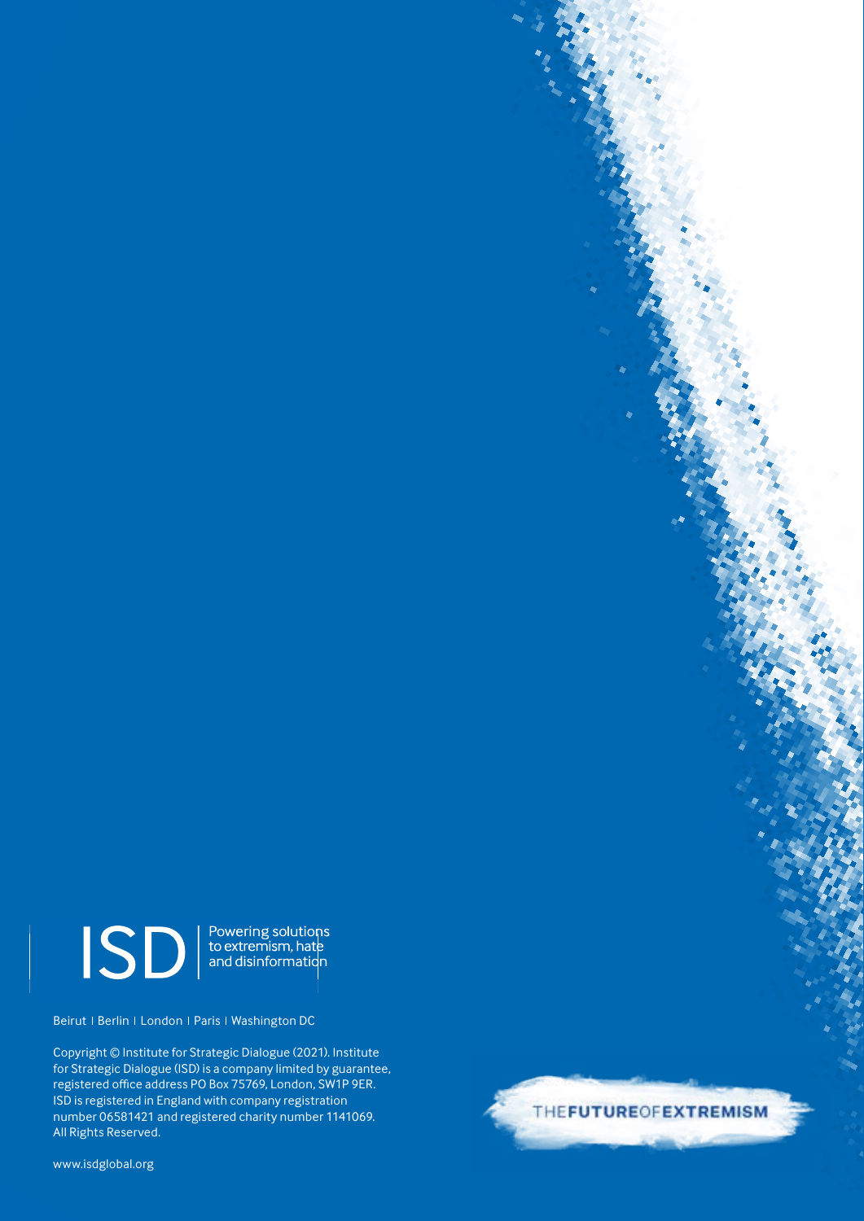ISD | Powering solutions to extremism, hate and disinformation

Beirut | Berlin | London | Paris | Washington DC

Copyright © Institute for Strategic Dialogue (2021). Institute for Strategic Dialogue (ISD) is a company limited by guarantee, registered office address PO Box 75769, London, SW1P 9ER. ISD is registered in England with company registration number 06581421 and registered charity number 1141069. All Rights Reserved.

www.isdglobal.org

THEFUTUREOFEXTREMISM